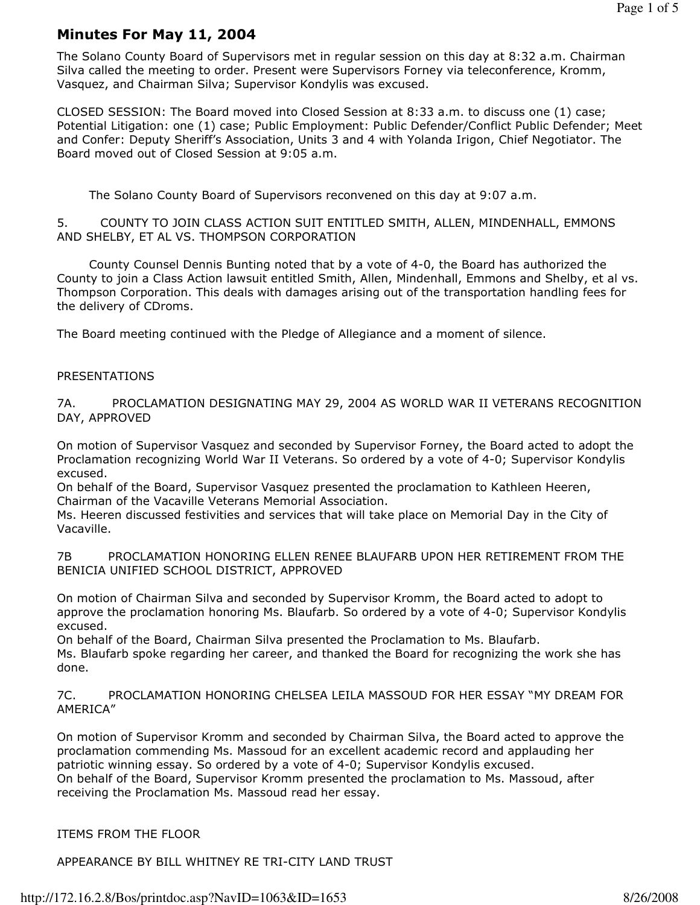# Minutes For May 11, 2004

The Solano County Board of Supervisors met in regular session on this day at 8:32 a.m. Chairman Silva called the meeting to order. Present were Supervisors Forney via teleconference, Kromm, Vasquez, and Chairman Silva; Supervisor Kondylis was excused.

CLOSED SESSION: The Board moved into Closed Session at 8:33 a.m. to discuss one (1) case; Potential Litigation: one (1) case; Public Employment: Public Defender/Conflict Public Defender; Meet and Confer: Deputy Sheriff's Association, Units 3 and 4 with Yolanda Irigon, Chief Negotiator. The Board moved out of Closed Session at 9:05 a.m.

The Solano County Board of Supervisors reconvened on this day at 9:07 a.m.

5. COUNTY TO JOIN CLASS ACTION SUIT ENTITLED SMITH, ALLEN, MINDENHALL, EMMONS AND SHELBY, ET AL VS. THOMPSON CORPORATION

County Counsel Dennis Bunting noted that by a vote of 4-0, the Board has authorized the County to join a Class Action lawsuit entitled Smith, Allen, Mindenhall, Emmons and Shelby, et al vs. Thompson Corporation. This deals with damages arising out of the transportation handling fees for the delivery of CDroms.

The Board meeting continued with the Pledge of Allegiance and a moment of silence.

PRESENTATIONS

7A. PROCLAMATION DESIGNATING MAY 29, 2004 AS WORLD WAR II VETERANS RECOGNITION DAY, APPROVED

On motion of Supervisor Vasquez and seconded by Supervisor Forney, the Board acted to adopt the Proclamation recognizing World War II Veterans. So ordered by a vote of 4-0; Supervisor Kondylis excused.
On behalf of the Board, Supervisor Vasquez presented the proclamation to Kathleen Heeren, Chairman of the Vacaville Veterans Memorial Association.
Ms. Heeren discussed festivities and services that will take place on Memorial Day in the City of Vacaville.

7B PROCLAMATION HONORING ELLEN RENEE BLAUFARB UPON HER RETIREMENT FROM THE BENICIA UNIFIED SCHOOL DISTRICT, APPROVED

On motion of Chairman Silva and seconded by Supervisor Kromm, the Board acted to adopt to approve the proclamation honoring Ms. Blaufarb. So ordered by a vote of 4-0; Supervisor Kondylis excused.
On behalf of the Board, Chairman Silva presented the Proclamation to Ms. Blaufarb.
Ms. Blaufarb spoke regarding her career, and thanked the Board for recognizing the work she has done.

7C. PROCLAMATION HONORING CHELSEA LEILA MASSOUD FOR HER ESSAY "MY DREAM FOR AMERICA"

On motion of Supervisor Kromm and seconded by Chairman Silva, the Board acted to approve the proclamation commending Ms. Massoud for an excellent academic record and applauding her patriotic winning essay. So ordered by a vote of 4-0; Supervisor Kondylis excused.
On behalf of the Board, Supervisor Kromm presented the proclamation to Ms. Massoud, after receiving the Proclamation Ms. Massoud read her essay.

ITEMS FROM THE FLOOR

APPEARANCE BY BILL WHITNEY RE TRI-CITY LAND TRUST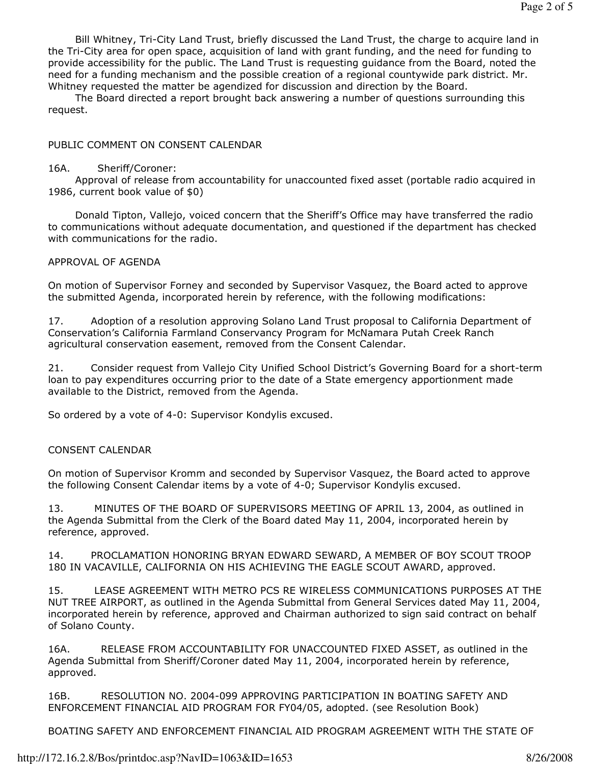Bill Whitney, Tri-City Land Trust, briefly discussed the Land Trust, the charge to acquire land in the Tri-City area for open space, acquisition of land with grant funding, and the need for funding to provide accessibility for the public. The Land Trust is requesting guidance from the Board, noted the need for a funding mechanism and the possible creation of a regional countywide park district. Mr. Whitney requested the matter be agendized for discussion and direction by the Board.

The Board directed a report brought back answering a number of questions surrounding this request.

PUBLIC COMMENT ON CONSENT CALENDAR

16A. Sheriff/Coroner:

Approval of release from accountability for unaccounted fixed asset (portable radio acquired in 1986, current book value of $0)

Donald Tipton, Vallejo, voiced concern that the Sheriff's Office may have transferred the radio to communications without adequate documentation, and questioned if the department has checked with communications for the radio.

APPROVAL OF AGENDA

On motion of Supervisor Forney and seconded by Supervisor Vasquez, the Board acted to approve the submitted Agenda, incorporated herein by reference, with the following modifications:

17. Adoption of a resolution approving Solano Land Trust proposal to California Department of Conservation's California Farmland Conservancy Program for McNamara Putah Creek Ranch agricultural conservation easement, removed from the Consent Calendar.

21. Consider request from Vallejo City Unified School District's Governing Board for a short-term loan to pay expenditures occurring prior to the date of a State emergency apportionment made available to the District, removed from the Agenda.

So ordered by a vote of 4-0: Supervisor Kondylis excused.

CONSENT CALENDAR

On motion of Supervisor Kromm and seconded by Supervisor Vasquez, the Board acted to approve the following Consent Calendar items by a vote of 4-0; Supervisor Kondylis excused.

13. MINUTES OF THE BOARD OF SUPERVISORS MEETING OF APRIL 13, 2004, as outlined in the Agenda Submittal from the Clerk of the Board dated May 11, 2004, incorporated herein by reference, approved.

14. PROCLAMATION HONORING BRYAN EDWARD SEWARD, A MEMBER OF BOY SCOUT TROOP 180 IN VACAVILLE, CALIFORNIA ON HIS ACHIEVING THE EAGLE SCOUT AWARD, approved.

15. LEASE AGREEMENT WITH METRO PCS RE WIRELESS COMMUNICATIONS PURPOSES AT THE NUT TREE AIRPORT, as outlined in the Agenda Submittal from General Services dated May 11, 2004, incorporated herein by reference, approved and Chairman authorized to sign said contract on behalf of Solano County.

16A. RELEASE FROM ACCOUNTABILITY FOR UNACCOUNTED FIXED ASSET, as outlined in the Agenda Submittal from Sheriff/Coroner dated May 11, 2004, incorporated herein by reference, approved.

16B. RESOLUTION NO. 2004-099 APPROVING PARTICIPATION IN BOATING SAFETY AND ENFORCEMENT FINANCIAL AID PROGRAM FOR FY04/05, adopted. (see Resolution Book)

BOATING SAFETY AND ENFORCEMENT FINANCIAL AID PROGRAM AGREEMENT WITH THE STATE OF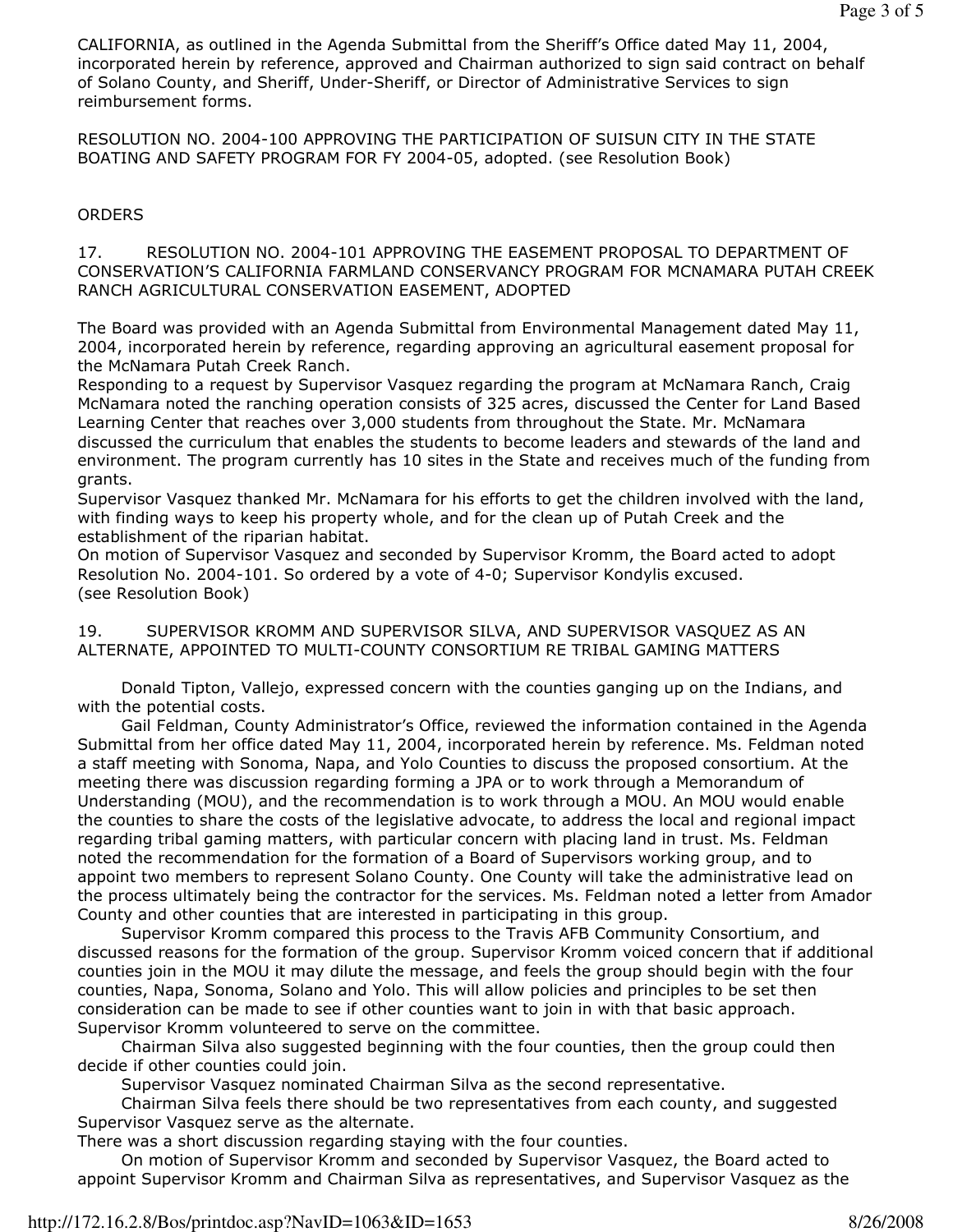CALIFORNIA, as outlined in the Agenda Submittal from the Sheriff's Office dated May 11, 2004, incorporated herein by reference, approved and Chairman authorized to sign said contract on behalf of Solano County, and Sheriff, Under-Sheriff, or Director of Administrative Services to sign reimbursement forms.

RESOLUTION NO. 2004-100 APPROVING THE PARTICIPATION OF SUISUN CITY IN THE STATE BOATING AND SAFETY PROGRAM FOR FY 2004-05, adopted. (see Resolution Book)

ORDERS

17. RESOLUTION NO. 2004-101 APPROVING THE EASEMENT PROPOSAL TO DEPARTMENT OF CONSERVATION'S CALIFORNIA FARMLAND CONSERVANCY PROGRAM FOR MCNAMARA PUTAH CREEK RANCH AGRICULTURAL CONSERVATION EASEMENT, ADOPTED

The Board was provided with an Agenda Submittal from Environmental Management dated May 11, 2004, incorporated herein by reference, regarding approving an agricultural easement proposal for the McNamara Putah Creek Ranch.
Responding to a request by Supervisor Vasquez regarding the program at McNamara Ranch, Craig McNamara noted the ranching operation consists of 325 acres, discussed the Center for Land Based Learning Center that reaches over 3,000 students from throughout the State. Mr. McNamara discussed the curriculum that enables the students to become leaders and stewards of the land and environment. The program currently has 10 sites in the State and receives much of the funding from grants.
Supervisor Vasquez thanked Mr. McNamara for his efforts to get the children involved with the land, with finding ways to keep his property whole, and for the clean up of Putah Creek and the establishment of the riparian habitat.
On motion of Supervisor Vasquez and seconded by Supervisor Kromm, the Board acted to adopt Resolution No. 2004-101. So ordered by a vote of 4-0; Supervisor Kondylis excused.
(see Resolution Book)

19. SUPERVISOR KROMM AND SUPERVISOR SILVA, AND SUPERVISOR VASQUEZ AS AN ALTERNATE, APPOINTED TO MULTI-COUNTY CONSORTIUM RE TRIBAL GAMING MATTERS

Donald Tipton, Vallejo, expressed concern with the counties ganging up on the Indians, and with the potential costs.

Gail Feldman, County Administrator's Office, reviewed the information contained in the Agenda Submittal from her office dated May 11, 2004, incorporated herein by reference. Ms. Feldman noted a staff meeting with Sonoma, Napa, and Yolo Counties to discuss the proposed consortium. At the meeting there was discussion regarding forming a JPA or to work through a Memorandum of Understanding (MOU), and the recommendation is to work through a MOU. An MOU would enable the counties to share the costs of the legislative advocate, to address the local and regional impact regarding tribal gaming matters, with particular concern with placing land in trust. Ms. Feldman noted the recommendation for the formation of a Board of Supervisors working group, and to appoint two members to represent Solano County. One County will take the administrative lead on the process ultimately being the contractor for the services. Ms. Feldman noted a letter from Amador County and other counties that are interested in participating in this group.

Supervisor Kromm compared this process to the Travis AFB Community Consortium, and discussed reasons for the formation of the group. Supervisor Kromm voiced concern that if additional counties join in the MOU it may dilute the message, and feels the group should begin with the four counties, Napa, Sonoma, Solano and Yolo. This will allow policies and principles to be set then consideration can be made to see if other counties want to join in with that basic approach. Supervisor Kromm volunteered to serve on the committee.

Chairman Silva also suggested beginning with the four counties, then the group could then decide if other counties could join.

Supervisor Vasquez nominated Chairman Silva as the second representative.

Chairman Silva feels there should be two representatives from each county, and suggested Supervisor Vasquez serve as the alternate.

There was a short discussion regarding staying with the four counties.

On motion of Supervisor Kromm and seconded by Supervisor Vasquez, the Board acted to appoint Supervisor Kromm and Chairman Silva as representatives, and Supervisor Vasquez as the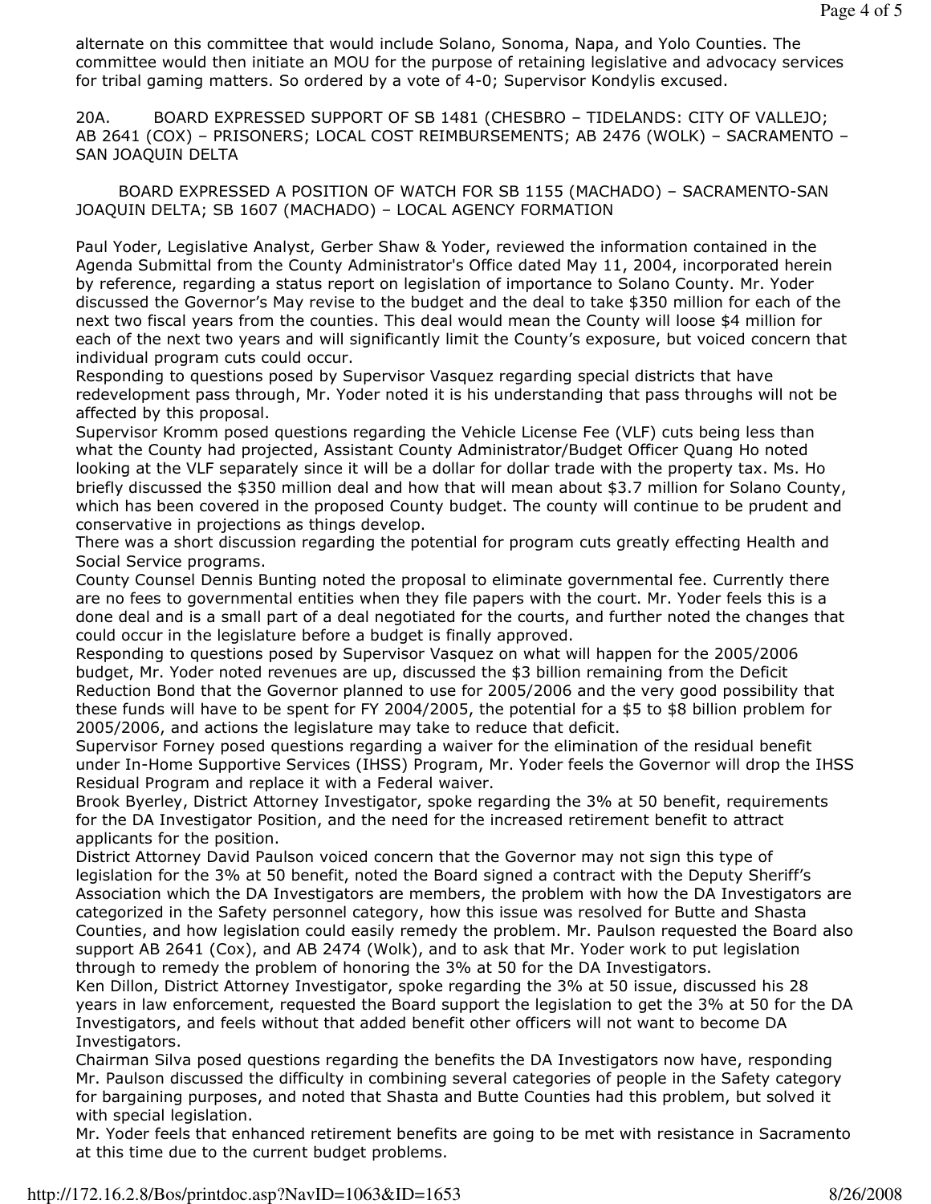alternate on this committee that would include Solano, Sonoma, Napa, and Yolo Counties. The committee would then initiate an MOU for the purpose of retaining legislative and advocacy services for tribal gaming matters. So ordered by a vote of 4-0; Supervisor Kondylis excused.

20A. BOARD EXPRESSED SUPPORT OF SB 1481 (CHESBRO – TIDELANDS: CITY OF VALLEJO; AB 2641 (COX) – PRISONERS; LOCAL COST REIMBURSEMENTS; AB 2476 (WOLK) – SACRAMENTO – SAN JOAQUIN DELTA

BOARD EXPRESSED A POSITION OF WATCH FOR SB 1155 (MACHADO) – SACRAMENTO-SAN JOAQUIN DELTA; SB 1607 (MACHADO) – LOCAL AGENCY FORMATION

Paul Yoder, Legislative Analyst, Gerber Shaw & Yoder, reviewed the information contained in the Agenda Submittal from the County Administrator's Office dated May 11, 2004, incorporated herein by reference, regarding a status report on legislation of importance to Solano County. Mr. Yoder discussed the Governor's May revise to the budget and the deal to take $350 million for each of the next two fiscal years from the counties. This deal would mean the County will loose $4 million for each of the next two years and will significantly limit the County's exposure, but voiced concern that individual program cuts could occur.

Responding to questions posed by Supervisor Vasquez regarding special districts that have redevelopment pass through, Mr. Yoder noted it is his understanding that pass throughs will not be affected by this proposal.

Supervisor Kromm posed questions regarding the Vehicle License Fee (VLF) cuts being less than what the County had projected, Assistant County Administrator/Budget Officer Quang Ho noted looking at the VLF separately since it will be a dollar for dollar trade with the property tax. Ms. Ho briefly discussed the $350 million deal and how that will mean about $3.7 million for Solano County, which has been covered in the proposed County budget. The county will continue to be prudent and conservative in projections as things develop.

There was a short discussion regarding the potential for program cuts greatly effecting Health and Social Service programs.

County Counsel Dennis Bunting noted the proposal to eliminate governmental fee. Currently there are no fees to governmental entities when they file papers with the court. Mr. Yoder feels this is a done deal and is a small part of a deal negotiated for the courts, and further noted the changes that could occur in the legislature before a budget is finally approved.

Responding to questions posed by Supervisor Vasquez on what will happen for the 2005/2006 budget, Mr. Yoder noted revenues are up, discussed the $3 billion remaining from the Deficit Reduction Bond that the Governor planned to use for 2005/2006 and the very good possibility that these funds will have to be spent for FY 2004/2005, the potential for a $5 to $8 billion problem for 2005/2006, and actions the legislature may take to reduce that deficit.

Supervisor Forney posed questions regarding a waiver for the elimination of the residual benefit under In-Home Supportive Services (IHSS) Program, Mr. Yoder feels the Governor will drop the IHSS Residual Program and replace it with a Federal waiver.

Brook Byerley, District Attorney Investigator, spoke regarding the 3% at 50 benefit, requirements for the DA Investigator Position, and the need for the increased retirement benefit to attract applicants for the position.

District Attorney David Paulson voiced concern that the Governor may not sign this type of legislation for the 3% at 50 benefit, noted the Board signed a contract with the Deputy Sheriff's Association which the DA Investigators are members, the problem with how the DA Investigators are categorized in the Safety personnel category, how this issue was resolved for Butte and Shasta Counties, and how legislation could easily remedy the problem. Mr. Paulson requested the Board also support AB 2641 (Cox), and AB 2474 (Wolk), and to ask that Mr. Yoder work to put legislation through to remedy the problem of honoring the 3% at 50 for the DA Investigators.

Ken Dillon, District Attorney Investigator, spoke regarding the 3% at 50 issue, discussed his 28 years in law enforcement, requested the Board support the legislation to get the 3% at 50 for the DA Investigators, and feels without that added benefit other officers will not want to become DA Investigators.

Chairman Silva posed questions regarding the benefits the DA Investigators now have, responding Mr. Paulson discussed the difficulty in combining several categories of people in the Safety category for bargaining purposes, and noted that Shasta and Butte Counties had this problem, but solved it with special legislation.

Mr. Yoder feels that enhanced retirement benefits are going to be met with resistance in Sacramento at this time due to the current budget problems.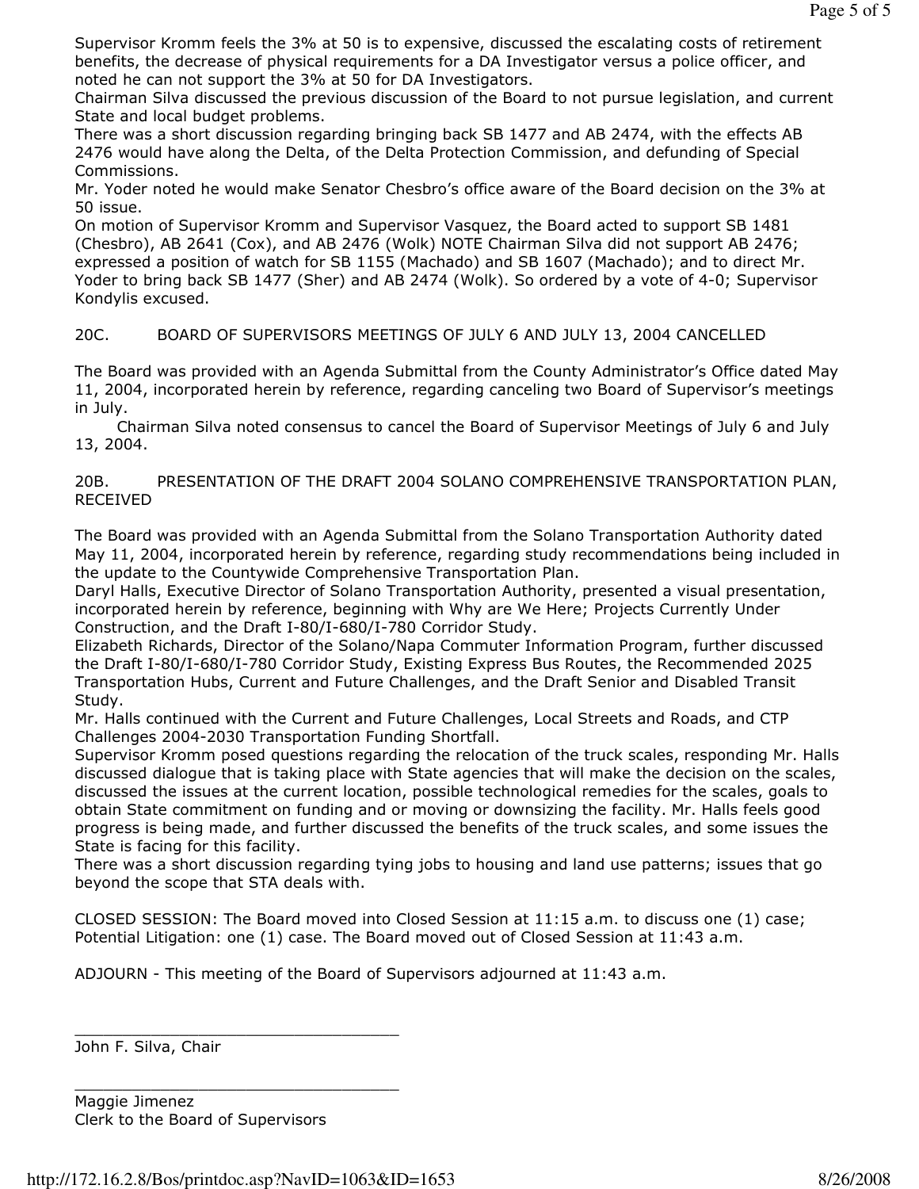Supervisor Kromm feels the 3% at 50 is to expensive, discussed the escalating costs of retirement benefits, the decrease of physical requirements for a DA Investigator versus a police officer, and noted he can not support the 3% at 50 for DA Investigators.

Chairman Silva discussed the previous discussion of the Board to not pursue legislation, and current State and local budget problems.

There was a short discussion regarding bringing back SB 1477 and AB 2474, with the effects AB 2476 would have along the Delta, of the Delta Protection Commission, and defunding of Special Commissions.

Mr. Yoder noted he would make Senator Chesbro's office aware of the Board decision on the 3% at 50 issue.

On motion of Supervisor Kromm and Supervisor Vasquez, the Board acted to support SB 1481 (Chesbro), AB 2641 (Cox), and AB 2476 (Wolk) NOTE Chairman Silva did not support AB 2476; expressed a position of watch for SB 1155 (Machado) and SB 1607 (Machado); and to direct Mr. Yoder to bring back SB 1477 (Sher) and AB 2474 (Wolk). So ordered by a vote of 4-0; Supervisor Kondylis excused.

20C. BOARD OF SUPERVISORS MEETINGS OF JULY 6 AND JULY 13, 2004 CANCELLED

The Board was provided with an Agenda Submittal from the County Administrator's Office dated May 11, 2004, incorporated herein by reference, regarding canceling two Board of Supervisor's meetings in July.

Chairman Silva noted consensus to cancel the Board of Supervisor Meetings of July 6 and July 13, 2004.

20B. PRESENTATION OF THE DRAFT 2004 SOLANO COMPREHENSIVE TRANSPORTATION PLAN, RECEIVED

The Board was provided with an Agenda Submittal from the Solano Transportation Authority dated May 11, 2004, incorporated herein by reference, regarding study recommendations being included in the update to the Countywide Comprehensive Transportation Plan.

Daryl Halls, Executive Director of Solano Transportation Authority, presented a visual presentation, incorporated herein by reference, beginning with Why are We Here; Projects Currently Under Construction, and the Draft I-80/I-680/I-780 Corridor Study.

Elizabeth Richards, Director of the Solano/Napa Commuter Information Program, further discussed the Draft I-80/I-680/I-780 Corridor Study, Existing Express Bus Routes, the Recommended 2025 Transportation Hubs, Current and Future Challenges, and the Draft Senior and Disabled Transit Study.

Mr. Halls continued with the Current and Future Challenges, Local Streets and Roads, and CTP Challenges 2004-2030 Transportation Funding Shortfall.

Supervisor Kromm posed questions regarding the relocation of the truck scales, responding Mr. Halls discussed dialogue that is taking place with State agencies that will make the decision on the scales, discussed the issues at the current location, possible technological remedies for the scales, goals to obtain State commitment on funding and or moving or downsizing the facility. Mr. Halls feels good progress is being made, and further discussed the benefits of the truck scales, and some issues the State is facing for this facility.

There was a short discussion regarding tying jobs to housing and land use patterns; issues that go beyond the scope that STA deals with.

CLOSED SESSION: The Board moved into Closed Session at 11:15 a.m. to discuss one (1) case; Potential Litigation: one (1) case. The Board moved out of Closed Session at 11:43 a.m.

ADJOURN - This meeting of the Board of Supervisors adjourned at 11:43 a.m.

\_\_\_\_\_\_\_\_\_\_\_\_\_\_\_\_\_\_\_\_\_\_\_\_\_\_\_\_\_\_\_\_\_\_

John F. Silva, Chair

\_\_\_\_\_\_\_\_\_\_\_\_\_\_\_\_\_\_\_\_\_\_\_\_\_\_\_\_\_\_\_\_\_\_

Maggie Jimenez
Clerk to the Board of Supervisors